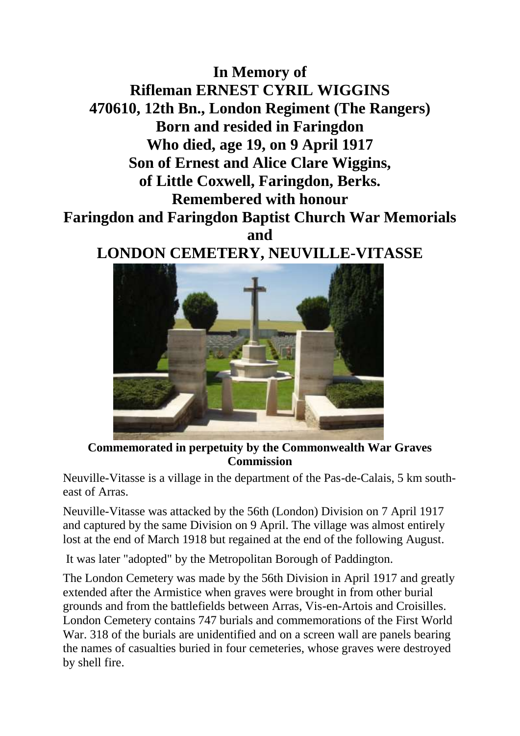# In Memory of
# Rifleman ERNEST CYRIL WIGGINS

**470610, 12th Bn., London Regiment (The Rangers)**

**Born and resided in Faringdon**

**Who died, age 19, on 9 April 1917**

**Son of Ernest and Alice Clare Wiggins,**

**of Little Coxwell, Faringdon, Berks.**

**Remembered with honour**

**Faringdon and Faringdon Baptist Church War Memorials**

**and**

## LONDON CEMETERY, NEUVILLE-VITASSE

**Commemorated in perpetuity by the Commonwealth War Graves Commission**

Neuville-Vitasse is a village in the department of the Pas-de-Calais, 5 km south-east of Arras.

Neuville-Vitasse was attacked by the 56th (London) Division on 7 April 1917 and captured by the same Division on 9 April. The village was almost entirely lost at the end of March 1918 but regained at the end of the following August.

It was later "adopted" by the Metropolitan Borough of Paddington.

The London Cemetery was made by the 56th Division in April 1917 and greatly extended after the Armistice when graves were brought in from other burial grounds and from the battlefields between Arras, Vis-en-Artois and Croisilles. London Cemetery contains 747 burials and commemorations of the First World War. 318 of the burials are unidentified and on a screen wall are panels bearing the names of casualties buried in four cemeteries, whose graves were destroyed by shell fire.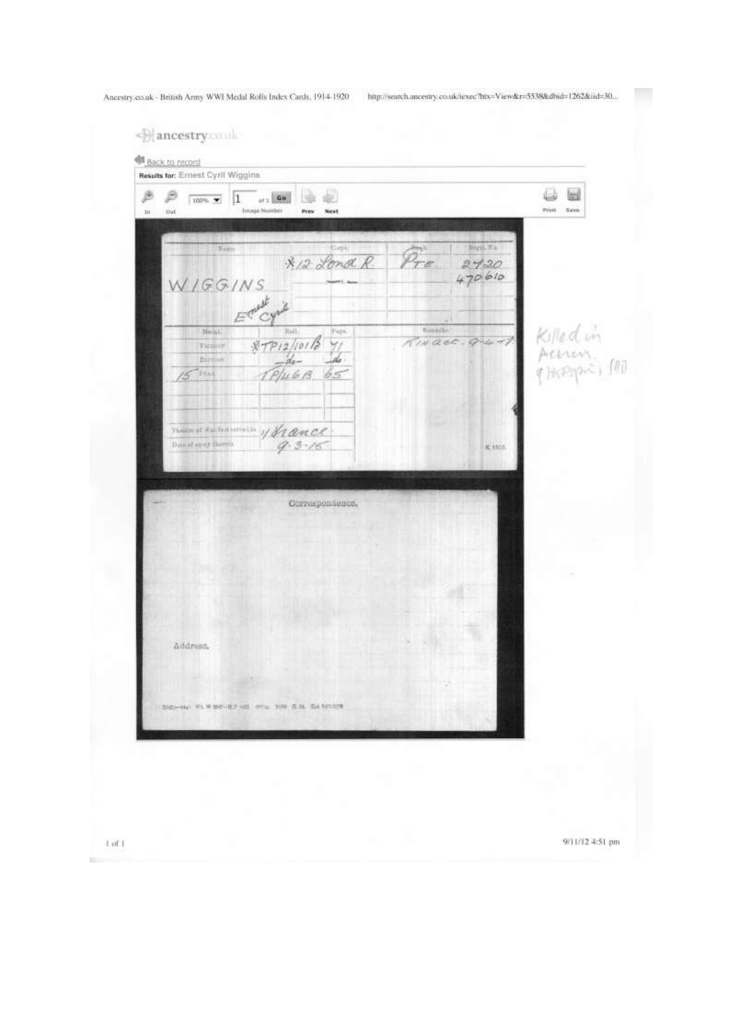ancestry.co.uk

Back to record

Results for: Ernest Cyril Wiggins

| Name | Corps | Rank | Regtl. No. |
|---|---|---|---|
| WIGGINS Ernest Cyril | ※12 Lond R. | Pte | 2420 470610 |

| Medal | Roll | Page | Remarks |
|---|---|---|---|
| Victory | ※TP12/101B | 71 | Kin act. 9-4-17 |
| British | -do- | -do- | |
| 15 Star | TP/46B | 65 | |

Theatre of War first served in: France

Date of entry therein: 9-3-15

Killed in Action 9 April 1917

Correspondence.

Address.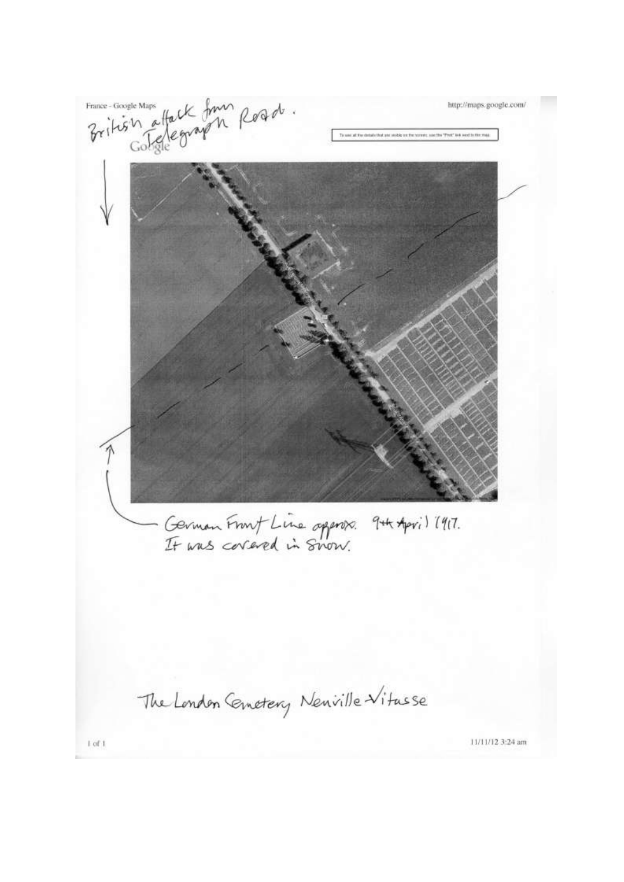British attack from Telegraph Road.

German Front Line approx. 9th April 1917.
It was covered in snow.

The London Cemetery Neuville-Vitasse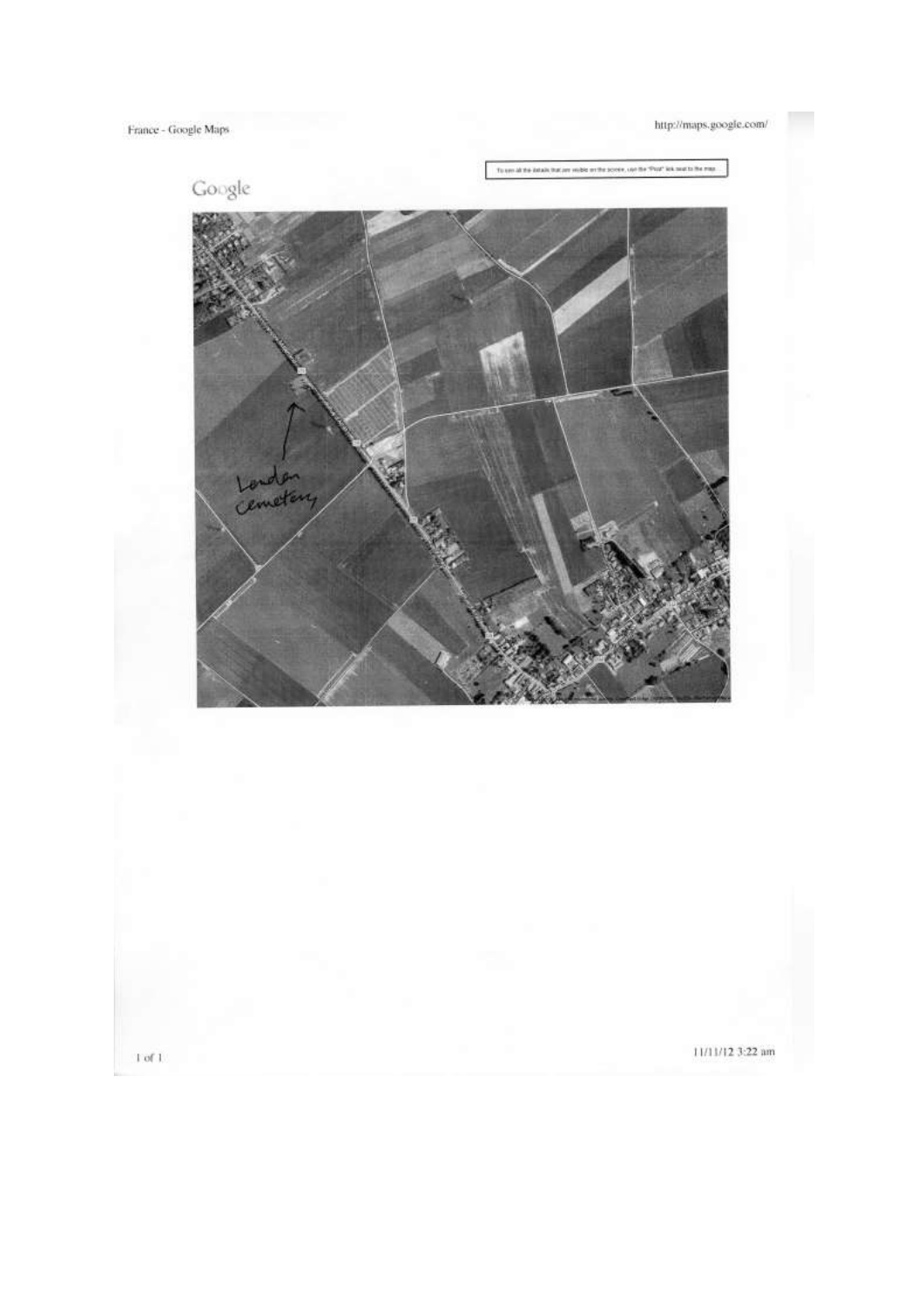Google

To see all the details that are visible on the screen, use the "Print" link next to the map.

Londen cemetery